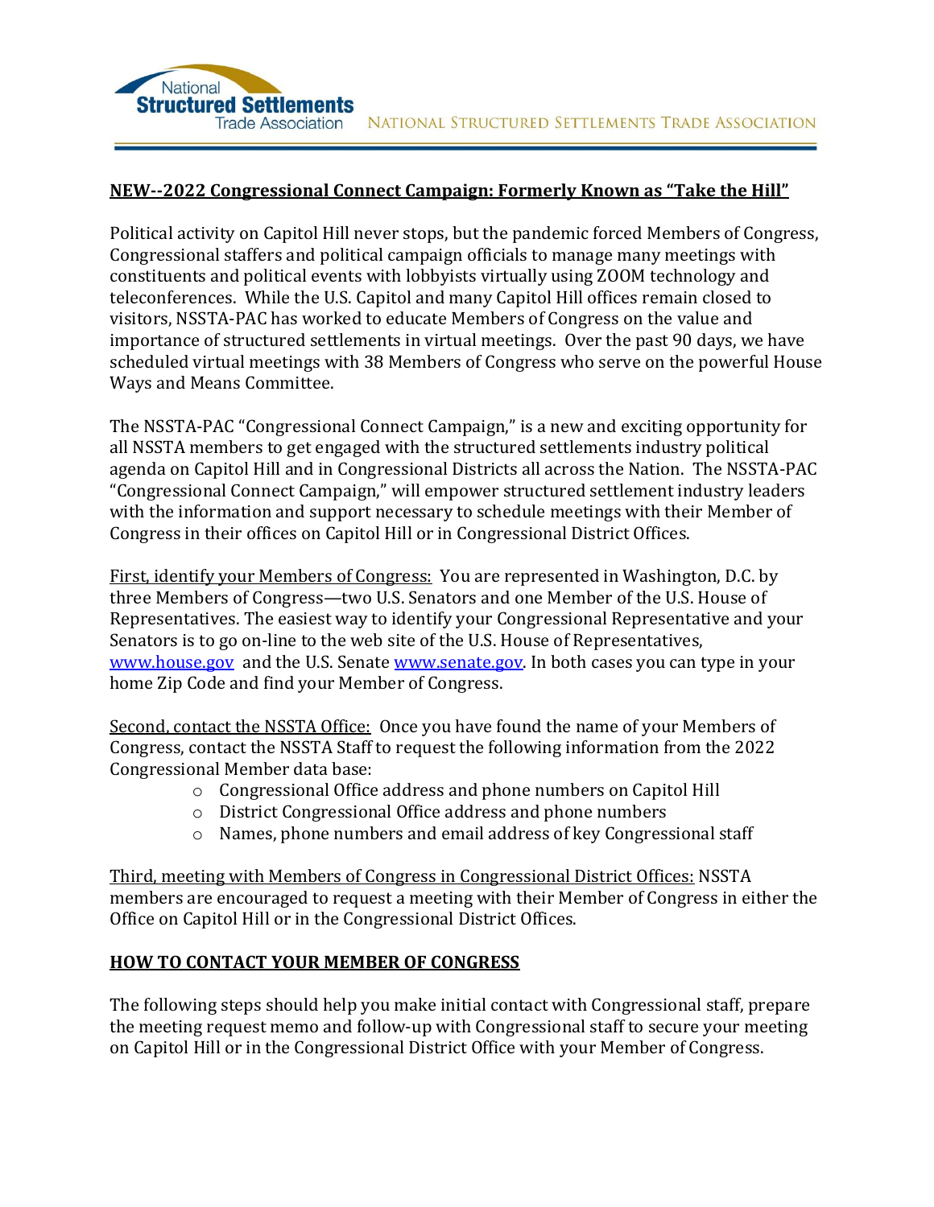**NEW--2022 Congressional Connect Campaign: Formerly Known as "Take the Hill"**

Political activity on Capitol Hill never stops, but the pandemic forced Members of Congress, Congressional staffers and political campaign officials to manage many meetings with constituents and political events with lobbyists virtually using ZOOM technology and teleconferences. While the U.S. Capitol and many Capitol Hill offices remain closed to visitors, NSSTA-PAC has worked to educate Members of Congress on the value and importance of structured settlements in virtual meetings. Over the past 90 days, we have scheduled virtual meetings with 38 Members of Congress who serve on the powerful House Ways and Means Committee.

The NSSTA-PAC "Congressional Connect Campaign," is a new and exciting opportunity for all NSSTA members to get engaged with the structured settlements industry political agenda on Capitol Hill and in Congressional Districts all across the Nation. The NSSTA-PAC "Congressional Connect Campaign," will empower structured settlement industry leaders with the information and support necessary to schedule meetings with their Member of Congress in their offices on Capitol Hill or in Congressional District Offices.

First, identify your Members of Congress: You are represented in Washington, D.C. by three Members of Congress—two U.S. Senators and one Member of the U.S. House of Representatives. The easiest way to identify your Congressional Representative and your Senators is to go on-line to the web site of the U.S. House of Representatives, www.house.gov and the U.S. Senate www.senate.gov. In both cases you can type in your home Zip Code and find your Member of Congress.

Second, contact the NSSTA Office: Once you have found the name of your Members of Congress, contact the NSSTA Staff to request the following information from the 2022 Congressional Member data base:

- Congressional Office address and phone numbers on Capitol Hill
- District Congressional Office address and phone numbers
- Names, phone numbers and email address of key Congressional staff

Third, meeting with Members of Congress in Congressional District Offices: NSSTA members are encouraged to request a meeting with their Member of Congress in either the Office on Capitol Hill or in the Congressional District Offices.

**HOW TO CONTACT YOUR MEMBER OF CONGRESS**

The following steps should help you make initial contact with Congressional staff, prepare the meeting request memo and follow-up with Congressional staff to secure your meeting on Capitol Hill or in the Congressional District Office with your Member of Congress.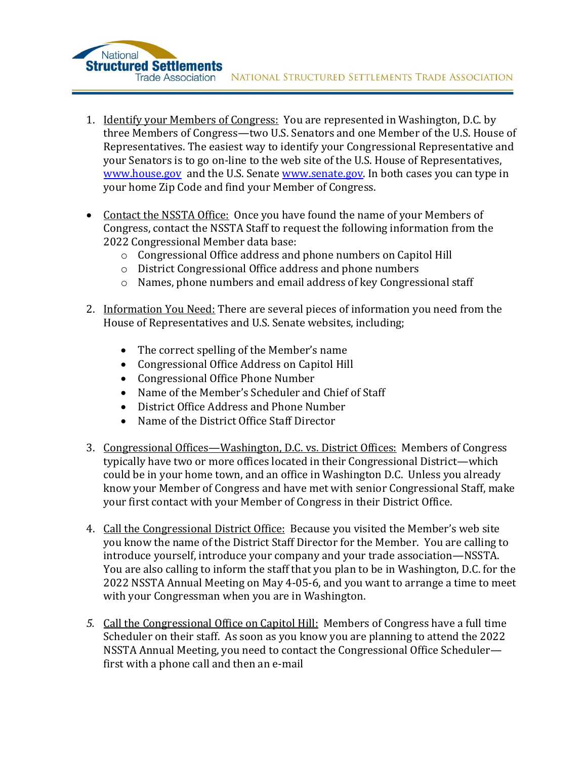1. <u>Identify your Members of Congress:</u> You are represented in Washington, D.C. by three Members of Congress—two U.S. Senators and one Member of the U.S. House of Representatives. The easiest way to identify your Congressional Representative and your Senators is to go on-line to the web site of the U.S. House of Representatives, [www.house.gov](www.house.gov) and the U.S. Senate [www.senate.gov](www.senate.gov). In both cases you can type in your home Zip Code and find your Member of Congress.

- <u>Contact the NSSTA Office:</u> Once you have found the name of your Members of Congress, contact the NSSTA Staff to request the following information from the 2022 Congressional Member data base:
    - Congressional Office address and phone numbers on Capitol Hill
    - District Congressional Office address and phone numbers
    - Names, phone numbers and email address of key Congressional staff

2. <u>Information You Need:</u> There are several pieces of information you need from the House of Representatives and U.S. Senate websites, including;

    - The correct spelling of the Member's name
    - Congressional Office Address on Capitol Hill
    - Congressional Office Phone Number
    - Name of the Member's Scheduler and Chief of Staff
    - District Office Address and Phone Number
    - Name of the District Office Staff Director

3. <u>Congressional Offices—Washington, D.C. vs. District Offices:</u> Members of Congress typically have two or more offices located in their Congressional District—which could be in your home town, and an office in Washington D.C. Unless you already know your Member of Congress and have met with senior Congressional Staff, make your first contact with your Member of Congress in their District Office.

4. <u>Call the Congressional District Office:</u> Because you visited the Member's web site you know the name of the District Staff Director for the Member. You are calling to introduce yourself, introduce your company and your trade association—NSSTA. You are also calling to inform the staff that you plan to be in Washington, D.C. for the 2022 NSSTA Annual Meeting on May 4-05-6, and you want to arrange a time to meet with your Congressman when you are in Washington.

5. <u>Call the Congressional Office on Capitol Hill:</u> Members of Congress have a full time Scheduler on their staff. As soon as you know you are planning to attend the 2022 NSSTA Annual Meeting, you need to contact the Congressional Office Scheduler—first with a phone call and then an e-mail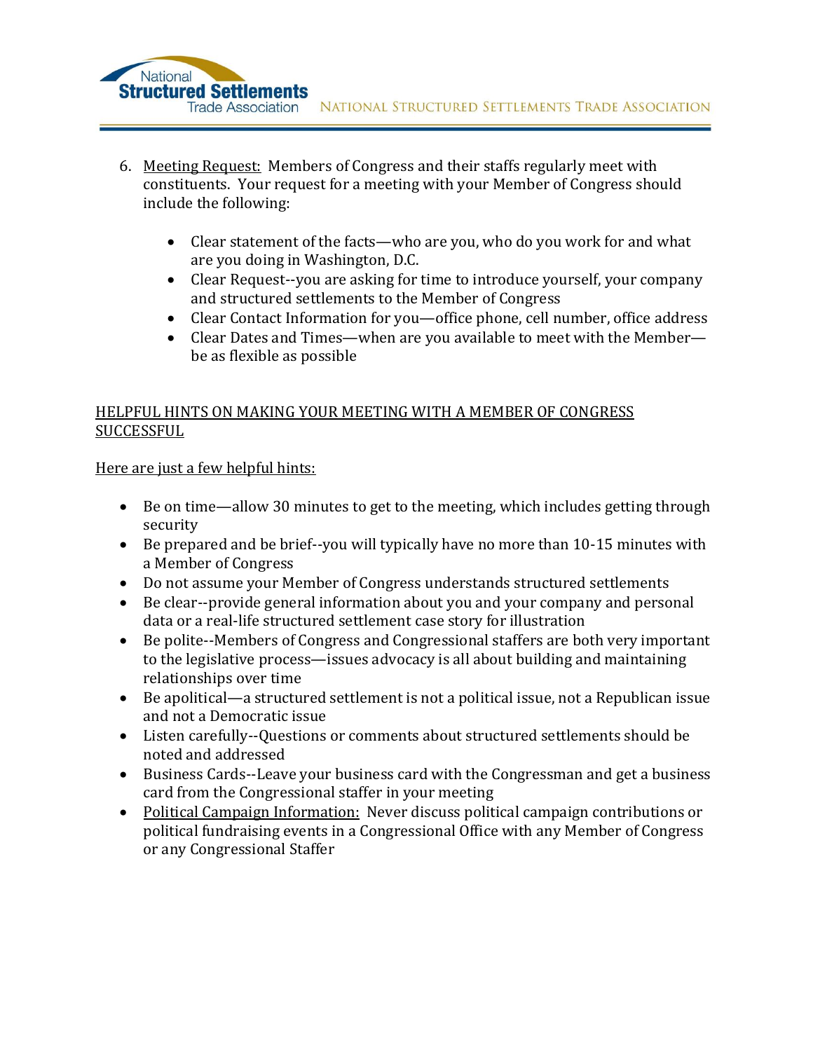6. Meeting Request: Members of Congress and their staffs regularly meet with constituents. Your request for a meeting with your Member of Congress should include the following:

   - Clear statement of the facts—who are you, who do you work for and what are you doing in Washington, D.C.
   - Clear Request--you are asking for time to introduce yourself, your company and structured settlements to the Member of Congress
   - Clear Contact Information for you—office phone, cell number, office address
   - Clear Dates and Times—when are you available to meet with the Member—be as flexible as possible

HELPFUL HINTS ON MAKING YOUR MEETING WITH A MEMBER OF CONGRESS SUCCESSFUL

Here are just a few helpful hints:

- Be on time—allow 30 minutes to get to the meeting, which includes getting through security
- Be prepared and be brief--you will typically have no more than 10-15 minutes with a Member of Congress
- Do not assume your Member of Congress understands structured settlements
- Be clear--provide general information about you and your company and personal data or a real-life structured settlement case story for illustration
- Be polite--Members of Congress and Congressional staffers are both very important to the legislative process—issues advocacy is all about building and maintaining relationships over time
- Be apolitical—a structured settlement is not a political issue, not a Republican issue and not a Democratic issue
- Listen carefully--Questions or comments about structured settlements should be noted and addressed
- Business Cards--Leave your business card with the Congressman and get a business card from the Congressional staffer in your meeting
- Political Campaign Information: Never discuss political campaign contributions or political fundraising events in a Congressional Office with any Member of Congress or any Congressional Staffer